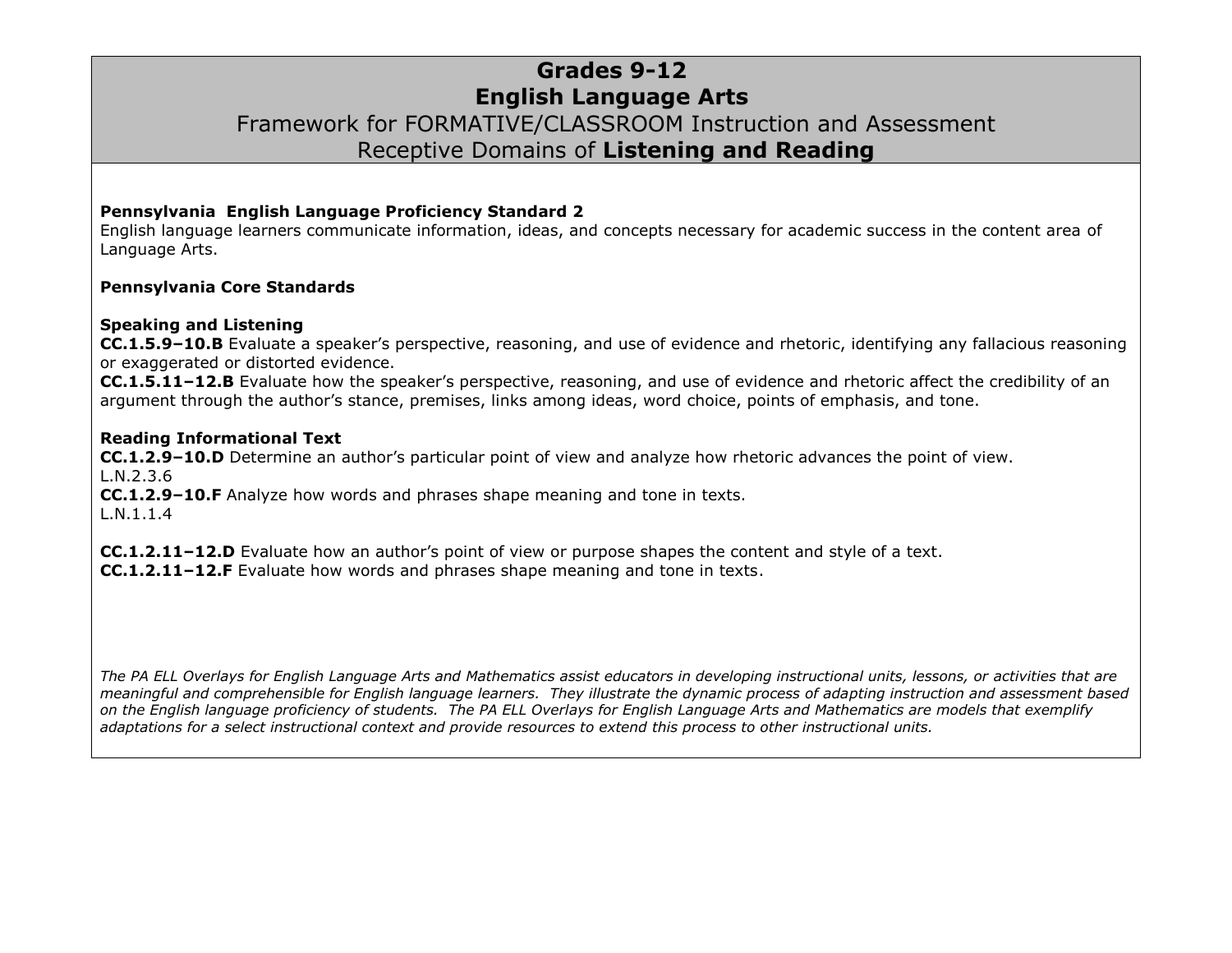# Grades 9-12
# English Language Arts
## Framework for FORMATIVE/CLASSROOM Instruction and Assessment
## Receptive Domains of **Listening and Reading**

**Pennsylvania English Language Proficiency Standard 2**
English language learners communicate information, ideas, and concepts necessary for academic success in the content area of Language Arts.

**Pennsylvania Core Standards**

**Speaking and Listening**
**CC.1.5.9–10.B** Evaluate a speaker's perspective, reasoning, and use of evidence and rhetoric, identifying any fallacious reasoning or exaggerated or distorted evidence.
**CC.1.5.11–12.B** Evaluate how the speaker's perspective, reasoning, and use of evidence and rhetoric affect the credibility of an argument through the author's stance, premises, links among ideas, word choice, points of emphasis, and tone.

**Reading Informational Text**
**CC.1.2.9–10.D** Determine an author's particular point of view and analyze how rhetoric advances the point of view.
L.N.2.3.6
**CC.1.2.9–10.F** Analyze how words and phrases shape meaning and tone in texts.
L.N.1.1.4

**CC.1.2.11–12.D** Evaluate how an author's point of view or purpose shapes the content and style of a text.
**CC.1.2.11–12.F** Evaluate how words and phrases shape meaning and tone in texts.

*The PA ELL Overlays for English Language Arts and Mathematics assist educators in developing instructional units, lessons, or activities that are meaningful and comprehensible for English language learners. They illustrate the dynamic process of adapting instruction and assessment based on the English language proficiency of students. The PA ELL Overlays for English Language Arts and Mathematics are models that exemplify adaptations for a select instructional context and provide resources to extend this process to other instructional units.*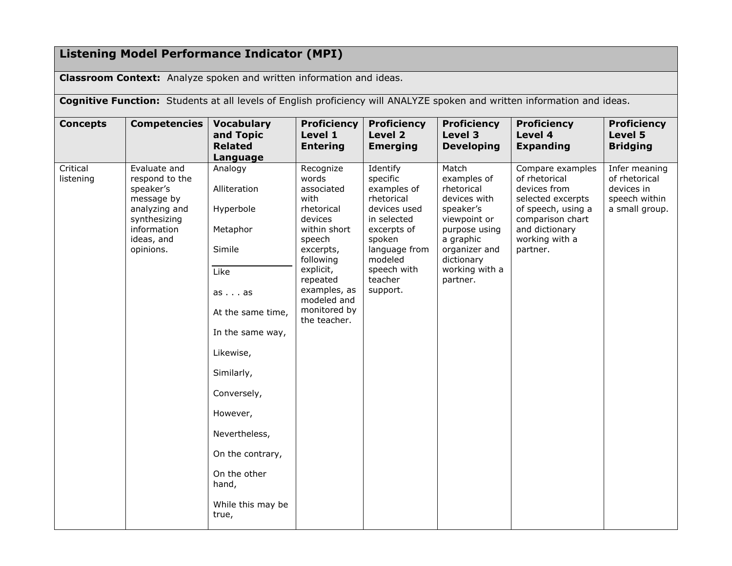## Listening Model Performance Indicator (MPI)

**Classroom Context:** Analyze spoken and written information and ideas.

**Cognitive Function:** Students at all levels of English proficiency will ANALYZE spoken and written information and ideas.

| Concepts | Competencies | Vocabulary and Topic Related Language | Proficiency Level 1 Entering | Proficiency Level 2 Emerging | Proficiency Level 3 Developing | Proficiency Level 4 Expanding | Proficiency Level 5 Bridging |
|---|---|---|---|---|---|---|---|
| Critical listening | Evaluate and respond to the speaker's message by analyzing and synthesizing information ideas, and opinions. | Analogy<br><br>Alliteration<br><br>Hyperbole<br><br>Metaphor<br><br>Simile<br><br>---<br><br>Like<br><br>as . . . as<br><br>At the same time,<br><br>In the same way,<br><br>Likewise,<br><br>Similarly,<br><br>Conversely,<br><br>However,<br><br>Nevertheless,<br><br>On the contrary,<br><br>On the other hand,<br><br>While this may be true, | Recognize words associated with rhetorical devices within short speech excerpts, following explicit, repeated examples, as modeled and monitored by the teacher. | Identify specific examples of rhetorical devices used in selected excerpts of spoken language from modeled speech with teacher support. | Match examples of rhetorical devices with speaker's viewpoint or purpose using a graphic organizer and dictionary working with a partner. | Compare examples of rhetorical devices from selected excerpts of speech, using a comparison chart and dictionary working with a partner. | Infer meaning of rhetorical devices in speech within a small group. |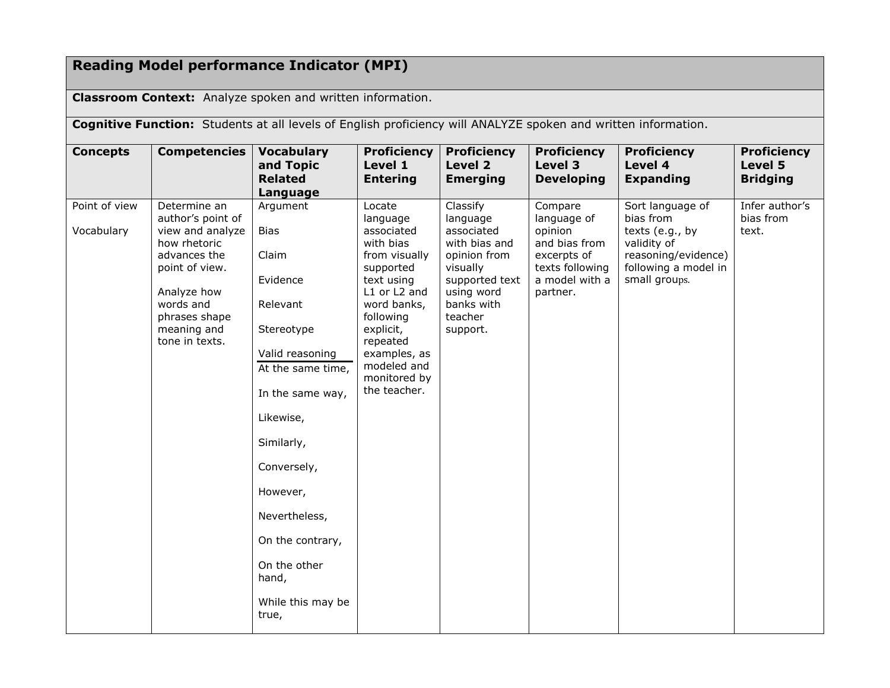## Reading Model performance Indicator (MPI)

**Classroom Context:** Analyze spoken and written information.

**Cognitive Function:** Students at all levels of English proficiency will ANALYZE spoken and written information.

| Concepts | Competencies | Vocabulary and Topic Related Language | Proficiency Level 1 Entering | Proficiency Level 2 Emerging | Proficiency Level 3 Developing | Proficiency Level 4 Expanding | Proficiency Level 5 Bridging |
|---|---|---|---|---|---|---|---|
| Point of view<br><br>Vocabulary | Determine an author's point of view and analyze how rhetoric advances the point of view.<br><br>Analyze how words and phrases shape meaning and tone in texts. | Argument<br><br>Bias<br><br>Claim<br><br>Evidence<br><br>Relevant<br><br>Stereotype<br><br>Valid reasoning<br><br>At the same time,<br><br>In the same way,<br><br>Likewise,<br><br>Similarly,<br><br>Conversely,<br><br>However,<br><br>Nevertheless,<br><br>On the contrary,<br><br>On the other hand,<br><br>While this may be true, | Locate language associated with bias from visually supported text using L1 or L2 and word banks, following explicit, repeated examples, as modeled and monitored by the teacher. | Classify language associated with bias and opinion from visually supported text using word banks with teacher support. | Compare language of opinion and bias from excerpts of texts following a model with a partner. | Sort language of bias from texts (e.g., by validity of reasoning/evidence) following a model in small groups. | Infer author's bias from text. |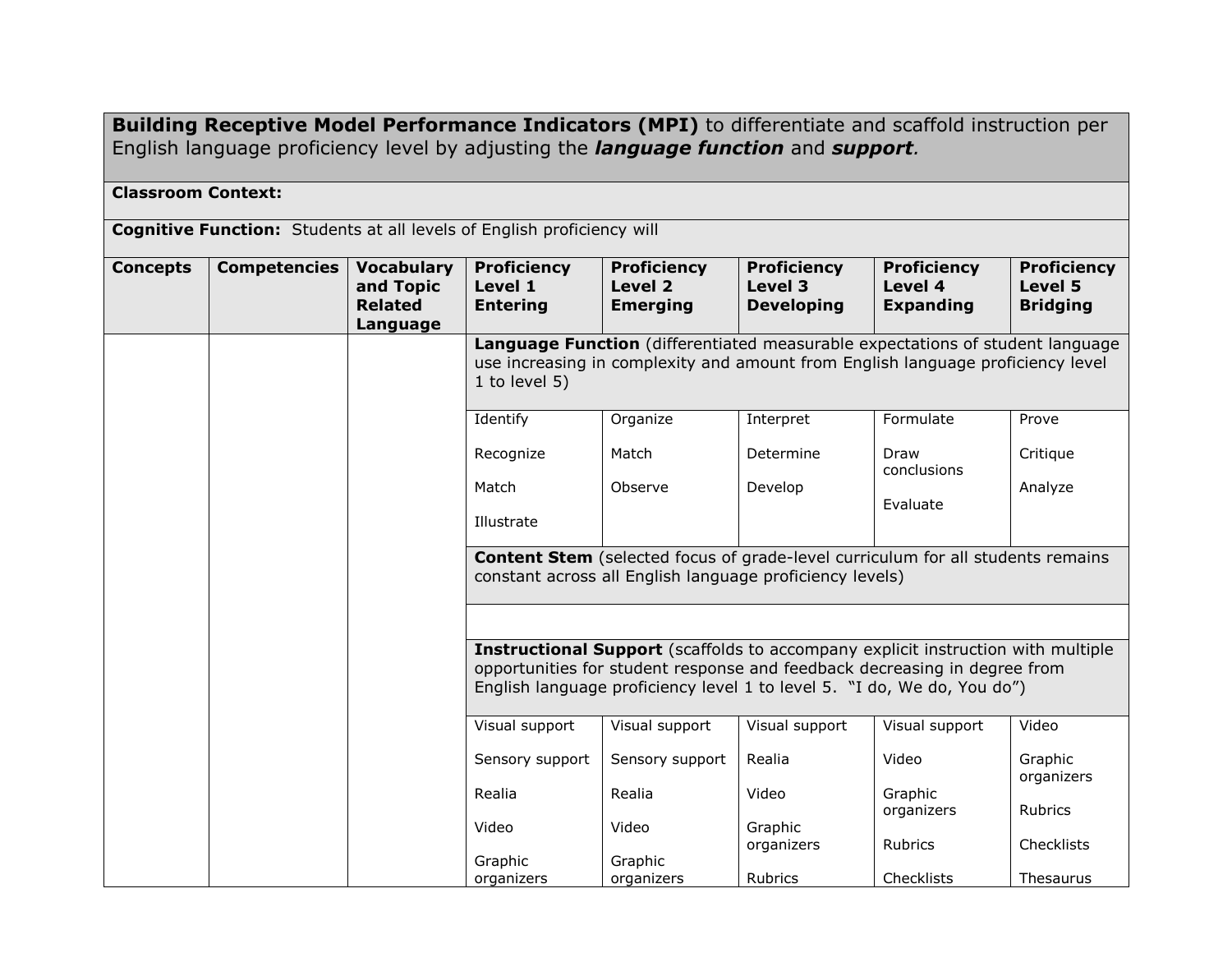| **Building Receptive Model Performance Indicators (MPI)** to differentiate and scaffold instruction per English language proficiency level by adjusting the ***language function*** and ***support***. | | | | | | | |
|---|---|---|---|---|---|---|---|
| **Classroom Context:** | | | | | | | |
| **Cognitive Function:** Students at all levels of English proficiency will | | | | | | | |
| **Concepts** | **Competencies** | **Vocabulary and Topic Related Language** | **Proficiency Level 1 Entering** | **Proficiency Level 2 Emerging** | **Proficiency Level 3 Developing** | **Proficiency Level 4 Expanding** | **Proficiency Level 5 Bridging** |
| | | | **Language Function** (differentiated measurable expectations of student language use increasing in complexity and amount from English language proficiency level 1 to level 5) | | | | |
| | | | Identify<br><br>Recognize<br><br>Match<br><br>Illustrate | Organize<br><br>Match<br><br>Observe | Interpret<br><br>Determine<br><br>Develop | Formulate<br><br>Draw conclusions<br><br>Evaluate | Prove<br><br>Critique<br><br>Analyze |
| | | | **Content Stem** (selected focus of grade-level curriculum for all students remains constant across all English language proficiency levels) | | | | |
| | | | | | | | |
| | | | **Instructional Support** (scaffolds to accompany explicit instruction with multiple opportunities for student response and feedback decreasing in degree from English language proficiency level 1 to level 5. "I do, We do, You do") | | | | |
| | | | Visual support<br><br>Sensory support<br><br>Realia<br><br>Video<br><br>Graphic organizers | Visual support<br><br>Sensory support<br><br>Realia<br><br>Video<br><br>Graphic organizers | Visual support<br><br>Realia<br><br>Video<br><br>Graphic organizers<br><br>Rubrics | Visual support<br><br>Video<br><br>Graphic organizers<br><br>Rubrics<br><br>Checklists | Video<br><br>Graphic organizers<br><br>Rubrics<br><br>Checklists<br><br>Thesaurus |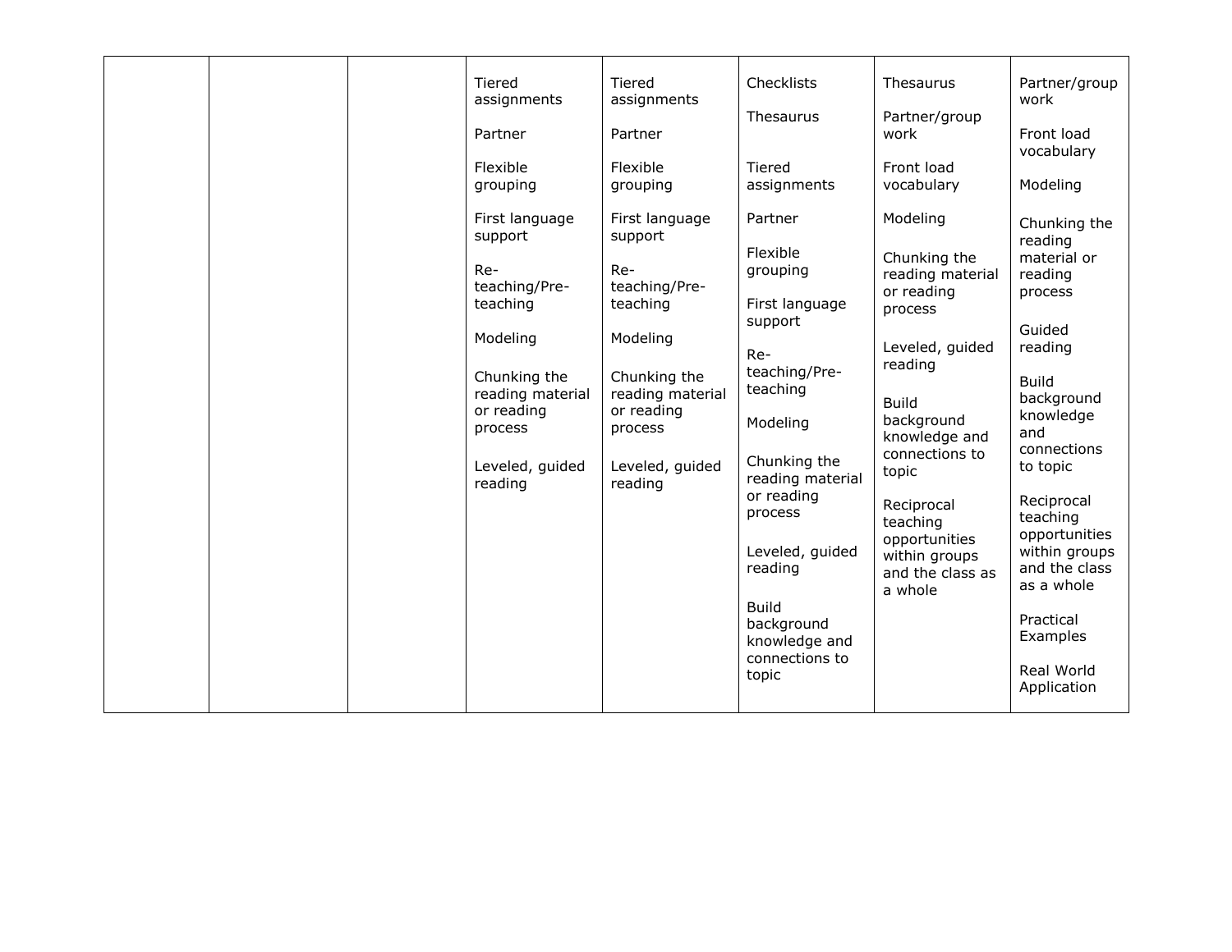| | | | | | | | |
|---|---|---|---|---|---|---|---|
| | | | Tiered assignments<br><br>Partner<br><br>Flexible grouping<br><br>First language support<br><br>Re-teaching/Pre-teaching<br><br>Modeling<br><br>Chunking the reading material or reading process<br><br>Leveled, guided reading | Tiered assignments<br><br>Partner<br><br>Flexible grouping<br><br>First language support<br><br>Re-teaching/Pre-teaching<br><br>Modeling<br><br>Chunking the reading material or reading process<br><br>Leveled, guided reading | Checklists<br><br>Thesaurus<br><br>Tiered assignments<br><br>Partner<br><br>Flexible grouping<br><br>First language support<br><br>Re-teaching/Pre-teaching<br><br>Modeling<br><br>Chunking the reading material or reading process<br><br>Leveled, guided reading<br><br>Build background knowledge and connections to topic | Thesaurus<br><br>Partner/group work<br><br>Front load vocabulary<br><br>Modeling<br><br>Chunking the reading material or reading process<br><br>Leveled, guided reading<br><br>Build background knowledge and connections to topic<br><br>Reciprocal teaching opportunities within groups and the class as a whole | Partner/group work<br><br>Front load vocabulary<br><br>Modeling<br><br>Chunking the reading material or reading process<br><br>Guided reading<br><br>Build background knowledge and connections to topic<br><br>Reciprocal teaching opportunities within groups and the class as a whole<br><br>Practical Examples<br><br>Real World Application |